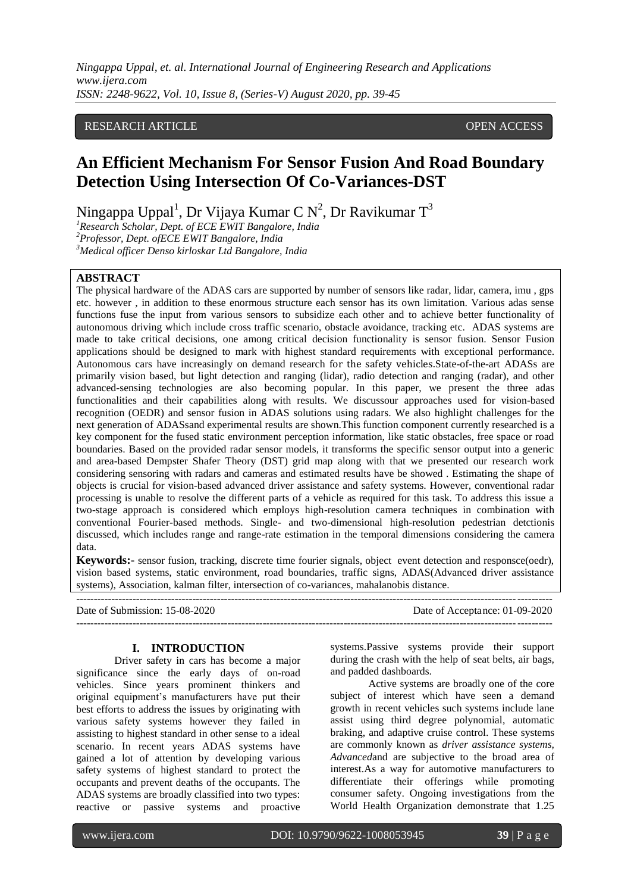RESEARCH ARTICLE OPEN ACCESS

# An Efficient Mechanism For Sensor Fusion And Road Boundary Detection Using Intersection Of Co-Variances-DST

Ningappa Uppal[1], Dr Vijaya Kumar C N[2], Dr Ravikumar T[3]

[1]*Research Scholar, Dept. of ECE EWIT Bangalore, India*
[2]*Professor, Dept. ofECE EWIT Bangalore, India*
[3]*Medical officer Denso kirloskar Ltd Bangalore, India*

**ABSTRACT**

The physical hardware of the ADAS cars are supported by number of sensors like radar, lidar, camera, imu , gps etc. however , in addition to these enormous structure each sensor has its own limitation. Various adas sense functions fuse the input from various sensors to subsidize each other and to achieve better functionality of autonomous driving which include cross traffic scenario, obstacle avoidance, tracking etc. ADAS systems are made to take critical decisions, one among critical decision functionality is sensor fusion. Sensor Fusion applications should be designed to mark with highest standard requirements with exceptional performance. Autonomous cars have increasingly on demand research for the safety vehicles.State-of-the-art ADASs are primarily vision based, but light detection and ranging (lidar), radio detection and ranging (radar), and other advanced-sensing technologies are also becoming popular. In this paper, we present the three adas functionalities and their capabilities along with results. We discussour approaches used for vision-based recognition (OEDR) and sensor fusion in ADAS solutions using radars. We also highlight challenges for the next generation of ADASsand experimental results are shown.This function component currently researched is a key component for the fused static environment perception information, like static obstacles, free space or road boundaries. Based on the provided radar sensor models, it transforms the specific sensor output into a generic and area-based Dempster Shafer Theory (DST) grid map along with that we presented our research work considering sensoring with radars and cameras and estimated results have be showed . Estimating the shape of objects is crucial for vision-based advanced driver assistance and safety systems. However, conventional radar processing is unable to resolve the different parts of a vehicle as required for this task. To address this issue a two-stage approach is considered which employs high-resolution camera techniques in combination with conventional Fourier-based methods. Single- and two-dimensional high-resolution pedestrian detctionis discussed, which includes range and range-rate estimation in the temporal dimensions considering the camera data.

**Keywords:-** sensor fusion, tracking, discrete time fourier signals, object event detection and responsce(oedr), vision based systems, static environment, road boundaries, traffic signs, ADAS(Advanced driver assistance systems), Association, kalman filter, intersection of co-variances, mahalanobis distance.

---

Date of Submission: 15-08-2020 Date of Acceptance: 01-09-2020

---

## I. INTRODUCTION

Driver safety in cars has become a major significance since the early days of on-road vehicles. Since years prominent thinkers and original equipment's manufacturers have put their best efforts to address the issues by originating with various safety systems however they failed in assisting to highest standard in other sense to a ideal scenario. In recent years ADAS systems have gained a lot of attention by developing various safety systems of highest standard to protect the occupants and prevent deaths of the occupants. The ADAS systems are broadly classified into two types: reactive or passive systems and proactive systems.Passive systems provide their support during the crash with the help of seat belts, air bags, and padded dashboards.

Active systems are broadly one of the core subject of interest which have seen a demand growth in recent vehicles such systems include lane assist using third degree polynomial, automatic braking, and adaptive cruise control. These systems are commonly known as *driver assistance systems, Advanced*and are subjective to the broad area of interest.As a way for automotive manufacturers to differentiate their offerings while promoting consumer safety. Ongoing investigations from the World Health Organization demonstrate that 1.25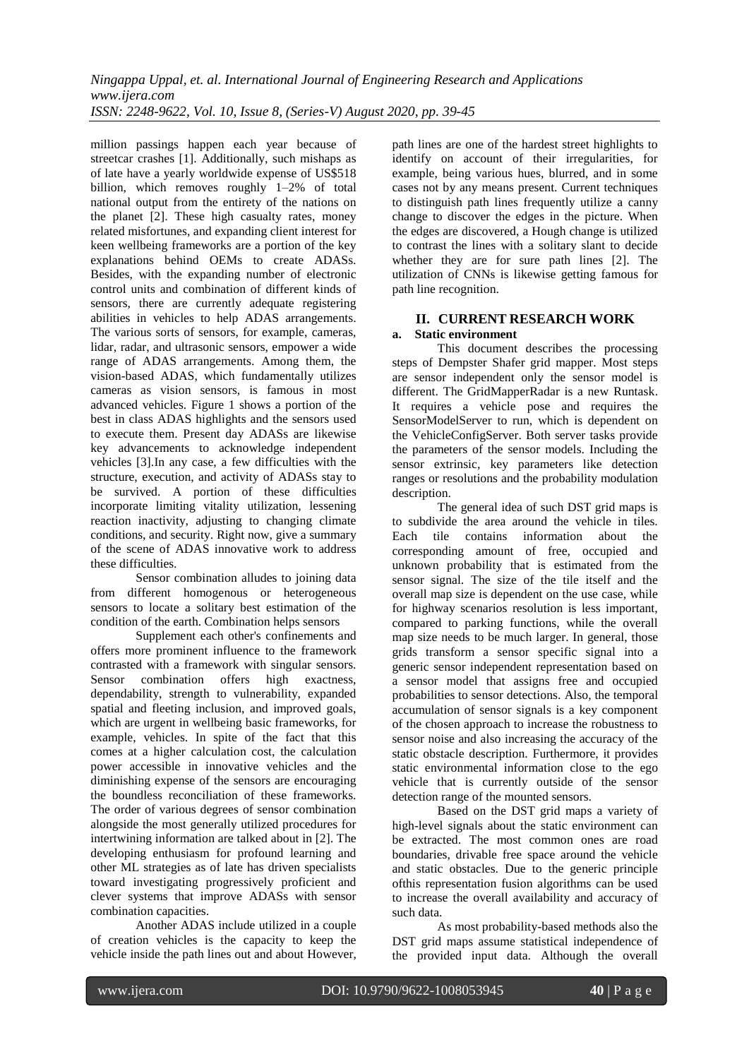million passings happen each year because of streetcar crashes [1]. Additionally, such mishaps as of late have a yearly worldwide expense of US$518 billion, which removes roughly 1–2% of total national output from the entirety of the nations on the planet [2]. These high casualty rates, money related misfortunes, and expanding client interest for keen wellbeing frameworks are a portion of the key explanations behind OEMs to create ADASs. Besides, with the expanding number of electronic control units and combination of different kinds of sensors, there are currently adequate registering abilities in vehicles to help ADAS arrangements. The various sorts of sensors, for example, cameras, lidar, radar, and ultrasonic sensors, empower a wide range of ADAS arrangements. Among them, the vision-based ADAS, which fundamentally utilizes cameras as vision sensors, is famous in most advanced vehicles. Figure 1 shows a portion of the best in class ADAS highlights and the sensors used to execute them. Present day ADASs are likewise key advancements to acknowledge independent vehicles [3].In any case, a few difficulties with the structure, execution, and activity of ADASs stay to be survived. A portion of these difficulties incorporate limiting vitality utilization, lessening reaction inactivity, adjusting to changing climate conditions, and security. Right now, give a summary of the scene of ADAS innovative work to address these difficulties.

Sensor combination alludes to joining data from different homogenous or heterogeneous sensors to locate a solitary best estimation of the condition of the earth. Combination helps sensors

Supplement each other's confinements and offers more prominent influence to the framework contrasted with a framework with singular sensors. Sensor combination offers high exactness, dependability, strength to vulnerability, expanded spatial and fleeting inclusion, and improved goals, which are urgent in wellbeing basic frameworks, for example, vehicles. In spite of the fact that this comes at a higher calculation cost, the calculation power accessible in innovative vehicles and the diminishing expense of the sensors are encouraging the boundless reconciliation of these frameworks. The order of various degrees of sensor combination alongside the most generally utilized procedures for intertwining information are talked about in [2]. The developing enthusiasm for profound learning and other ML strategies as of late has driven specialists toward investigating progressively proficient and clever systems that improve ADASs with sensor combination capacities.

Another ADAS include utilized in a couple of creation vehicles is the capacity to keep the vehicle inside the path lines out and about However, path lines are one of the hardest street highlights to identify on account of their irregularities, for example, being various hues, blurred, and in some cases not by any means present. Current techniques to distinguish path lines frequently utilize a canny change to discover the edges in the picture. When the edges are discovered, a Hough change is utilized to contrast the lines with a solitary slant to decide whether they are for sure path lines [2]. The utilization of CNNs is likewise getting famous for path line recognition.

## II. CURRENT RESEARCH WORK

### a. Static environment

This document describes the processing steps of Dempster Shafer grid mapper. Most steps are sensor independent only the sensor model is different. The GridMapperRadar is a new Runtask. It requires a vehicle pose and requires the SensorModelServer to run, which is dependent on the VehicleConfigServer. Both server tasks provide the parameters of the sensor models. Including the sensor extrinsic, key parameters like detection ranges or resolutions and the probability modulation description.

The general idea of such DST grid maps is to subdivide the area around the vehicle in tiles. Each tile contains information about the corresponding amount of free, occupied and unknown probability that is estimated from the sensor signal. The size of the tile itself and the overall map size is dependent on the use case, while for highway scenarios resolution is less important, compared to parking functions, while the overall map size needs to be much larger. In general, those grids transform a sensor specific signal into a generic sensor independent representation based on a sensor model that assigns free and occupied probabilities to sensor detections. Also, the temporal accumulation of sensor signals is a key component of the chosen approach to increase the robustness to sensor noise and also increasing the accuracy of the static obstacle description. Furthermore, it provides static environmental information close to the ego vehicle that is currently outside of the sensor detection range of the mounted sensors.

Based on the DST grid maps a variety of high-level signals about the static environment can be extracted. The most common ones are road boundaries, drivable free space around the vehicle and static obstacles. Due to the generic principle ofthis representation fusion algorithms can be used to increase the overall availability and accuracy of such data.

As most probability-based methods also the DST grid maps assume statistical independence of the provided input data. Although the overall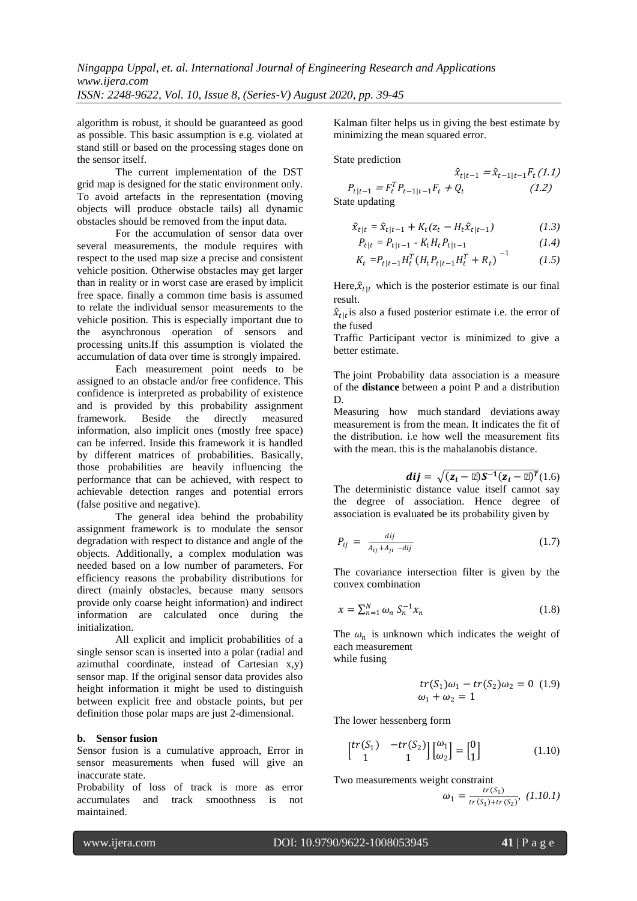algorithm is robust, it should be guaranteed as good as possible. This basic assumption is e.g. violated at stand still or based on the processing stages done on the sensor itself.

The current implementation of the DST grid map is designed for the static environment only. To avoid artefacts in the representation (moving objects will produce obstacle tails) all dynamic obstacles should be removed from the input data.

For the accumulation of sensor data over several measurements, the module requires with respect to the used map size a precise and consistent vehicle position. Otherwise obstacles may get larger than in reality or in worst case are erased by implicit free space. finally a common time basis is assumed to relate the individual sensor measurements to the vehicle position. This is especially important due to the asynchronous operation of sensors and processing units.If this assumption is violated the accumulation of data over time is strongly impaired.

Each measurement point needs to be assigned to an obstacle and/or free confidence. This confidence is interpreted as probability of existence and is provided by this probability assignment framework. Beside the directly measured information, also implicit ones (mostly free space) can be inferred. Inside this framework it is handled by different matrices of probabilities. Basically, those probabilities are heavily influencing the performance that can be achieved, with respect to achievable detection ranges and potential errors (false positive and negative).

The general idea behind the probability assignment framework is to modulate the sensor degradation with respect to distance and angle of the objects. Additionally, a complex modulation was needed based on a low number of parameters. For efficiency reasons the probability distributions for direct (mainly obstacles, because many sensors provide only coarse height information) and indirect information are calculated once during the initialization.

All explicit and implicit probabilities of a single sensor scan is inserted into a polar (radial and azimuthal coordinate, instead of Cartesian x,y) sensor map. If the original sensor data provides also height information it might be used to distinguish between explicit free and obstacle points, but per definition those polar maps are just 2-dimensional.

**b. Sensor fusion**

Sensor fusion is a cumulative approach, Error in sensor measurements when fused will give an inaccurate state.

Probability of loss of track is more as error accumulates and track smoothness is not maintained.

Kalman filter helps us in giving the best estimate by minimizing the mean squared error.

State prediction

$$\hat{x}_{t|t-1} = \hat{x}_{t-1|t-1} F_t \quad (1.1)$$

$$P_{t|t-1} = F_t^T P_{t-1|t-1} F_t + Q_t \quad (1.2)$$

State updating

$$\hat{x}_{t|t} = \hat{x}_{t|t-1} + K_t (z_t - H_t \hat{x}_{t|t-1}) \quad (1.3)$$

$$P_{t|t} = P_{t|t-1} - K_t H_t P_{t|t-1} \quad (1.4)$$

$$K_t = P_{t|t-1} H_t^T (H_t P_{t|t-1} H_t^T + R_t)^{-1} \quad (1.5)$$

Here, $\hat{x}_{t|t}$ which is the posterior estimate is our final result.

$\hat{x}_{t|t}$ is also a fused posterior estimate i.e. the error of the fused

Traffic Participant vector is minimized to give a better estimate.

The joint Probability data association is a measure of the **distance** between a point P and a distribution D.

Measuring how much standard deviations away measurement is from the mean. It indicates the fit of the distribution. i.e how well the measurement fits with the mean. this is the mahalanobis distance.

$$\boldsymbol{dij} = \sqrt{(\boldsymbol{z_i} - \boldsymbol{?})\boldsymbol{S^{-1}}(\boldsymbol{z_i} - \boldsymbol{?})^{\boldsymbol{T}}} \quad (1.6)$$

The deterministic distance value itself cannot say the degree of association. Hence degree of association is evaluated be its probability given by

$$P_{ij} = \frac{dij}{A_{ij} + A_{ji} - dij} \quad (1.7)$$

The covariance intersection filter is given by the convex combination

$$x = \sum_{n=1}^{N} \omega_n S_n^{-1} x_n \quad (1.8)$$

The $\omega_n$ is unknown which indicates the weight of each measurement while fusing

$$tr(S_1)\omega_1 - tr(S_2)\omega_2 = 0 \quad (1.9)$$
$$\omega_1 + \omega_2 = 1$$

The lower hessenberg form

$$\begin{bmatrix} tr(S_1) & -tr(S_2) \\ 1 & 1 \end{bmatrix} \begin{bmatrix} \omega_1 \\ \omega_2 \end{bmatrix} = \begin{bmatrix} 0 \\ 1 \end{bmatrix} \quad (1.10)$$

Two measurements weight constraint

$$\omega_1 = \frac{tr(S_1)}{tr(S_1) + tr(S_2)}, \quad (1.10.1)$$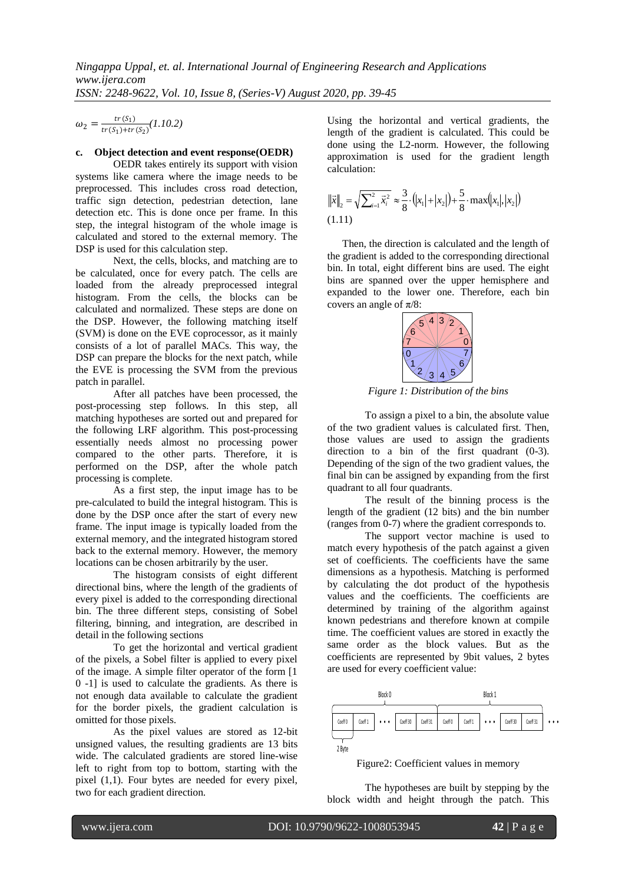$$\omega_2 = \frac{tr(S_1)}{tr(S_1)+tr(S_2)} (1.10.2)$$

**c. Object detection and event response(OEDR)**

OEDR takes entirely its support with vision systems like camera where the image needs to be preprocessed. This includes cross road detection, traffic sign detection, pedestrian detection, lane detection etc. This is done once per frame. In this step, the integral histogram of the whole image is calculated and stored to the external memory. The DSP is used for this calculation step.

Next, the cells, blocks, and matching are to be calculated, once for every patch. The cells are loaded from the already preprocessed integral histogram. From the cells, the blocks can be calculated and normalized. These steps are done on the DSP. However, the following matching itself (SVM) is done on the EVE coprocessor, as it mainly consists of a lot of parallel MACs. This way, the DSP can prepare the blocks for the next patch, while the EVE is processing the SVM from the previous patch in parallel.

After all patches have been processed, the post-processing step follows. In this step, all matching hypotheses are sorted out and prepared for the following LRF algorithm. This post-processing essentially needs almost no processing power compared to the other parts. Therefore, it is performed on the DSP, after the whole patch processing is complete.

As a first step, the input image has to be pre-calculated to build the integral histogram. This is done by the DSP once after the start of every new frame. The input image is typically loaded from the external memory, and the integrated histogram stored back to the external memory. However, the memory locations can be chosen arbitrarily by the user.

The histogram consists of eight different directional bins, where the length of the gradients of every pixel is added to the corresponding directional bin. The three different steps, consisting of Sobel filtering, binning, and integration, are described in detail in the following sections

To get the horizontal and vertical gradient of the pixels, a Sobel filter is applied to every pixel of the image. A simple filter operator of the form [1 0 -1] is used to calculate the gradients. As there is not enough data available to calculate the gradient for the border pixels, the gradient calculation is omitted for those pixels.

As the pixel values are stored as 12-bit unsigned values, the resulting gradients are 13 bits wide. The calculated gradients are stored line-wise left to right from top to bottom, starting with the pixel (1,1). Four bytes are needed for every pixel, two for each gradient direction.

Using the horizontal and vertical gradients, the length of the gradient is calculated. This could be done using the L2-norm. However, the following approximation is used for the gradient length calculation:

$$\|\vec{x}\|_2 = \sqrt{\sum_{i=1}^{2} \vec{x}_i^2} \approx \frac{3}{8} \cdot (|x_1| + |x_2|) + \frac{5}{8} \cdot \max(|x_1|, |x_2|)$$
(1.11)

Then, the direction is calculated and the length of the gradient is added to the corresponding directional bin. In total, eight different bins are used. The eight bins are spanned over the upper hemisphere and expanded to the lower one. Therefore, each bin covers an angle of $\pi/8$:

*Figure 1: Distribution of the bins*

To assign a pixel to a bin, the absolute value of the two gradient values is calculated first. Then, those values are used to assign the gradients direction to a bin of the first quadrant (0-3). Depending of the sign of the two gradient values, the final bin can be assigned by expanding from the first quadrant to all four quadrants.

The result of the binning process is the length of the gradient (12 bits) and the bin number (ranges from 0-7) where the gradient corresponds to.

The support vector machine is used to match every hypothesis of the patch against a given set of coefficients. The coefficients have the same dimensions as a hypothesis. Matching is performed by calculating the dot product of the hypothesis values and the coefficients. The coefficients are determined by training of the algorithm against known pedestrians and therefore known at compile time. The coefficient values are stored in exactly the same order as the block values. But as the coefficients are represented by 9bit values, 2 bytes are used for every coefficient value:

Figure2: Coefficient values in memory

The hypotheses are built by stepping by the block width and height through the patch. This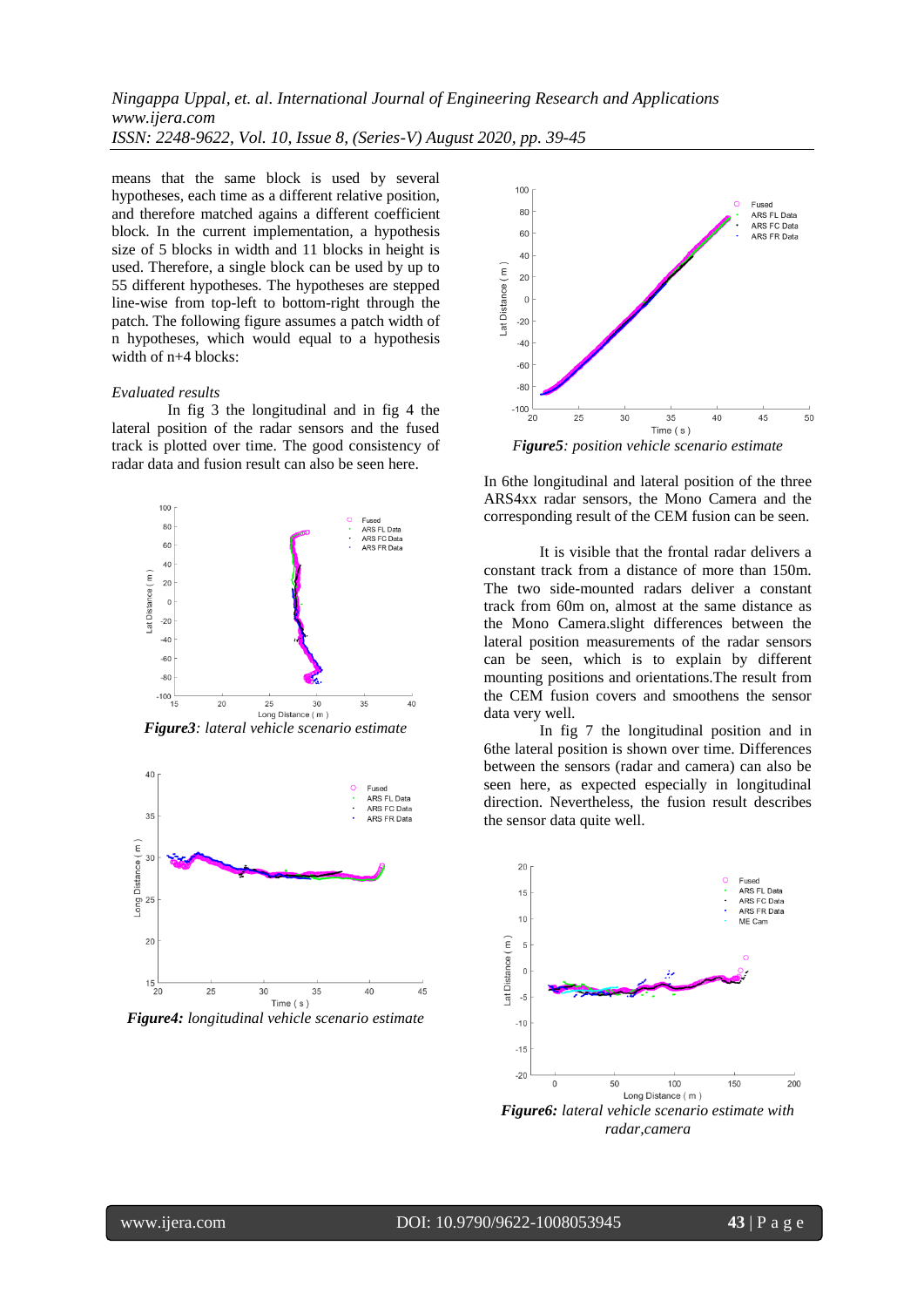means that the same block is used by several hypotheses, each time as a different relative position, and therefore matched agains a different coefficient block. In the current implementation, a hypothesis size of 5 blocks in width and 11 blocks in height is used. Therefore, a single block can be used by up to 55 different hypotheses. The hypotheses are stepped line-wise from top-left to bottom-right through the patch. The following figure assumes a patch width of n hypotheses, which would equal to a hypothesis width of n+4 blocks:

*Evaluated results*

In fig 3 the longitudinal and in fig 4 the lateral position of the radar sensors and the fused track is plotted over time. The good consistency of radar data and fusion result can also be seen here.

***Figure3****: lateral vehicle scenario estimate*

***Figure4:*** *longitudinal vehicle scenario estimate*

***Figure5****: position vehicle scenario estimate*

In 6the longitudinal and lateral position of the three ARS4xx radar sensors, the Mono Camera and the corresponding result of the CEM fusion can be seen.

It is visible that the frontal radar delivers a constant track from a distance of more than 150m. The two side-mounted radars deliver a constant track from 60m on, almost at the same distance as the Mono Camera.slight differences between the lateral position measurements of the radar sensors can be seen, which is to explain by different mounting positions and orientations.The result from the CEM fusion covers and smoothens the sensor data very well.

In fig 7 the longitudinal position and in 6the lateral position is shown over time. Differences between the sensors (radar and camera) can also be seen here, as expected especially in longitudinal direction. Nevertheless, the fusion result describes the sensor data quite well.

***Figure6:*** *lateral vehicle scenario estimate with radar,camera*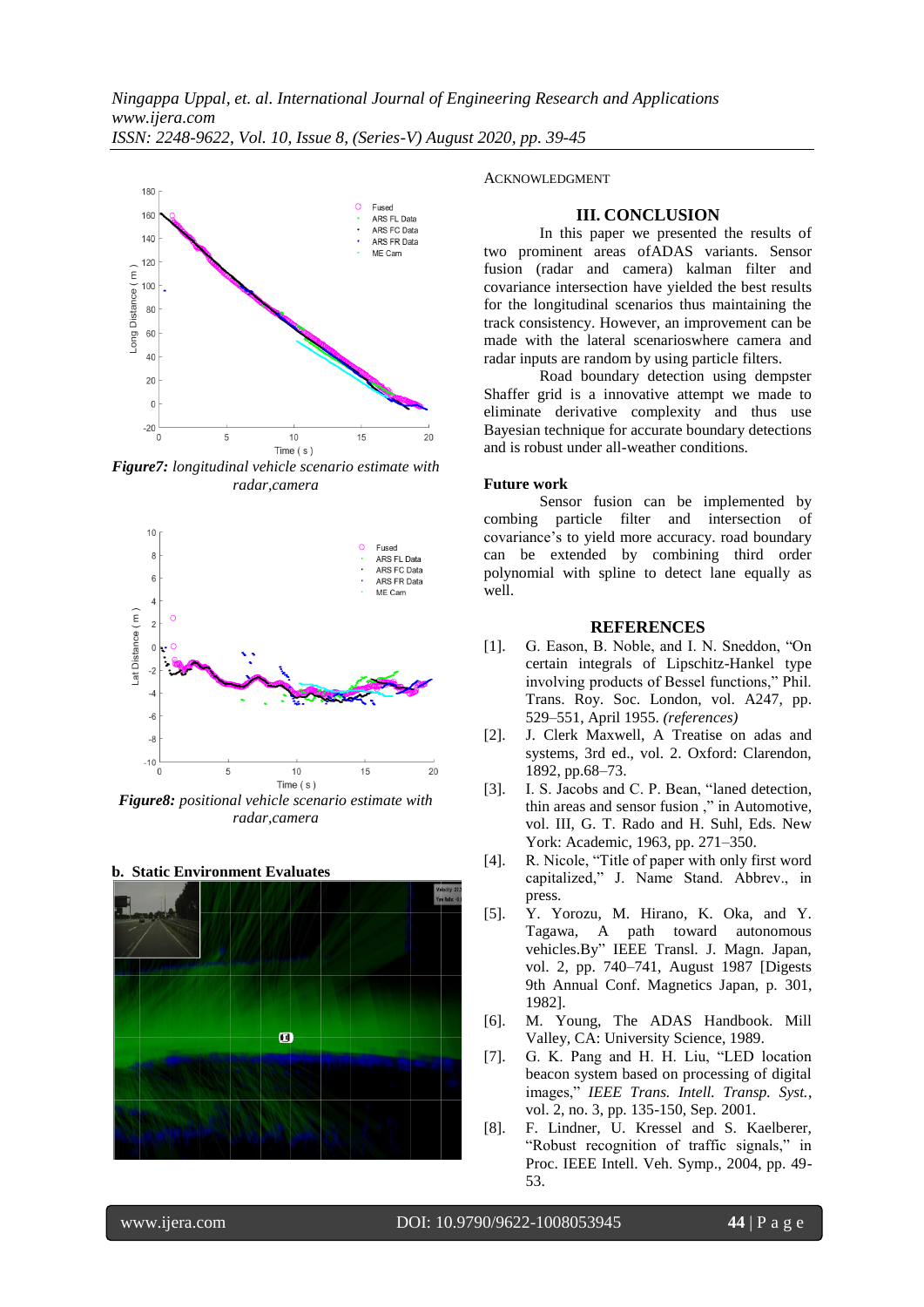*Figure7: longitudinal vehicle scenario estimate with radar,camera*

*Figure8: positional vehicle scenario estimate with radar,camera*

**b. Static Environment Evaluates**

ACKNOWLEDGMENT

## III. CONCLUSION

In this paper we presented the results of two prominent areas ofADAS variants. Sensor fusion (radar and camera) kalman filter and covariance intersection have yielded the best results for the longitudinal scenarios thus maintaining the track consistency. However, an improvement can be made with the lateral scenarioswhere camera and radar inputs are random by using particle filters.

Road boundary detection using dempster Shaffer grid is a innovative attempt we made to eliminate derivative complexity and thus use Bayesian technique for accurate boundary detections and is robust under all-weather conditions.

**Future work**

Sensor fusion can be implemented by combing particle filter and intersection of covariance's to yield more accuracy. road boundary can be extended by combining third order polynomial with spline to detect lane equally as well.

## REFERENCES

[1]. G. Eason, B. Noble, and I. N. Sneddon, "On certain integrals of Lipschitz-Hankel type involving products of Bessel functions," Phil. Trans. Roy. Soc. London, vol. A247, pp. 529–551, April 1955. *(references)*

[2]. J. Clerk Maxwell, A Treatise on adas and systems, 3rd ed., vol. 2. Oxford: Clarendon, 1892, pp.68–73.

[3]. I. S. Jacobs and C. P. Bean, "laned detection, thin areas and sensor fusion ," in Automotive, vol. III, G. T. Rado and H. Suhl, Eds. New York: Academic, 1963, pp. 271–350.

[4]. R. Nicole, "Title of paper with only first word capitalized," J. Name Stand. Abbrev., in press.

[5]. Y. Yorozu, M. Hirano, K. Oka, and Y. Tagawa, A path toward autonomous vehicles.By" IEEE Transl. J. Magn. Japan, vol. 2, pp. 740–741, August 1987 [Digests 9th Annual Conf. Magnetics Japan, p. 301, 1982].

[6]. M. Young, The ADAS Handbook. Mill Valley, CA: University Science, 1989.

[7]. G. K. Pang and H. H. Liu, "LED location beacon system based on processing of digital images," *IEEE Trans. Intell. Transp. Syst.*, vol. 2, no. 3, pp. 135-150, Sep. 2001.

[8]. F. Lindner, U. Kressel and S. Kaelberer, "Robust recognition of traffic signals," in Proc. IEEE Intell. Veh. Symp., 2004, pp. 49-53.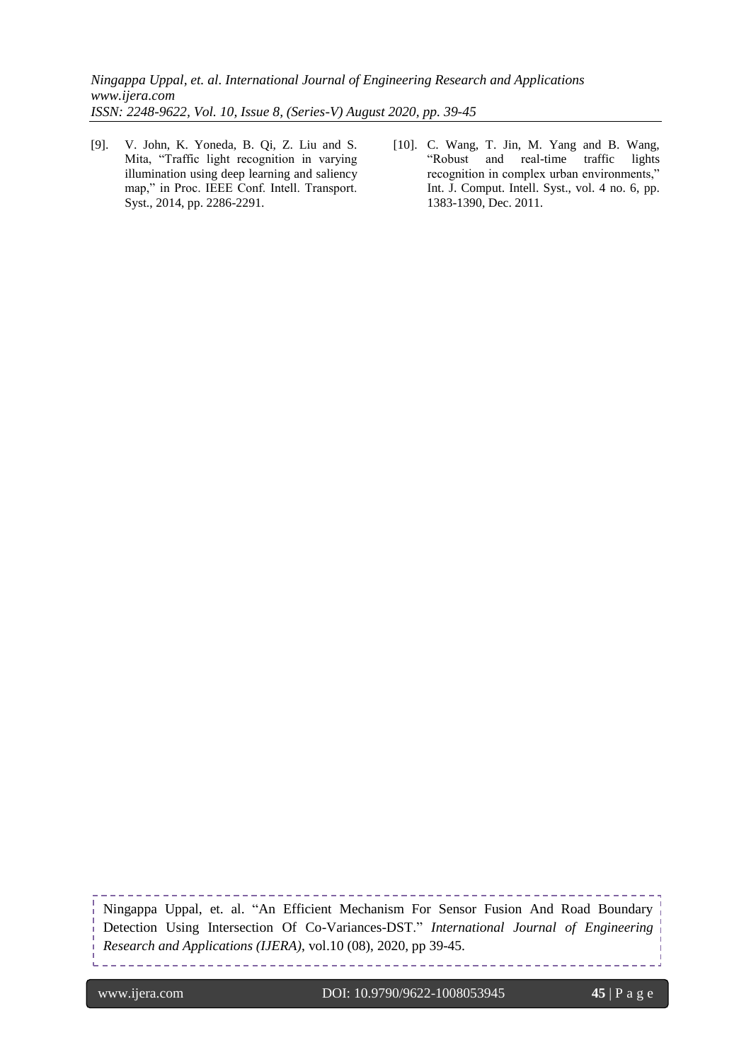[9]. V. John, K. Yoneda, B. Qi, Z. Liu and S. Mita, "Traffic light recognition in varying illumination using deep learning and saliency map," in Proc. IEEE Conf. Intell. Transport. Syst., 2014, pp. 2286-2291.

[10]. C. Wang, T. Jin, M. Yang and B. Wang, "Robust and real-time traffic lights recognition in complex urban environments," Int. J. Comput. Intell. Syst., vol. 4 no. 6, pp. 1383-1390, Dec. 2011.

Ningappa Uppal, et. al. "An Efficient Mechanism For Sensor Fusion And Road Boundary Detection Using Intersection Of Co-Variances-DST." *International Journal of Engineering Research and Applications (IJERA)*, vol.10 (08), 2020, pp 39-45.